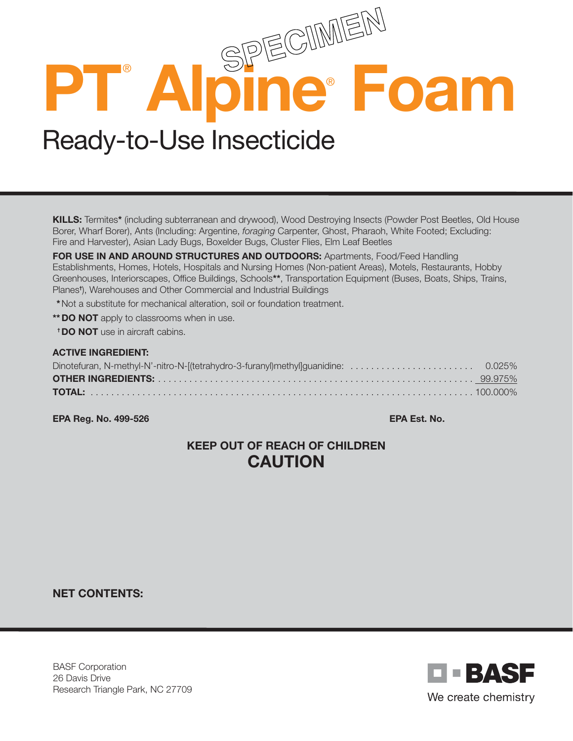SPECIMEN

# PT® Alpine® Foam

## Ready-to-Use Insecticide

**KILLS:** Termites* (including subterranean and drywood), Wood Destroying Insects (Powder Post Beetles, Old House Borer, Wharf Borer), Ants (Including: Argentine, *foraging* Carpenter, Ghost, Pharaoh, White Footed; Excluding: Fire and Harvester), Asian Lady Bugs, Boxelder Bugs, Cluster Flies, Elm Leaf Beetles

**FOR USE IN AND AROUND STRUCTURES AND OUTDOORS:** Apartments, Food/Feed Handling Establishments, Homes, Hotels, Hospitals and Nursing Homes (Non-patient Areas), Motels, Restaurants, Hobby Greenhouses, Interiorscapes, Office Buildings, Schools**, Transportation Equipment (Buses, Boats, Ships, Trains, Planes†), Warehouses and Other Commercial and Industrial Buildings

*Not a substitute for mechanical alteration, soil or foundation treatment.

** **DO NOT** apply to classrooms when in use.

† **DO NOT** use in aircraft cabins.

**ACTIVE INGREDIENT:**

| | |
|---|---|
| Dinotefuran, N-methyl-N'-nitro-N-[(tetrahydro-3-furanyl)methyl]guanidine: | 0.025% |
| **OTHER INGREDIENTS:** | 99.975% |
| **TOTAL:** | 100.000% |

**EPA Reg. No. 499-526** **EPA Est. No.**

**KEEP OUT OF REACH OF CHILDREN**

**CAUTION**

**NET CONTENTS:**

BASF Corporation
26 Davis Drive
Research Triangle Park, NC 27709

BASF
We create chemistry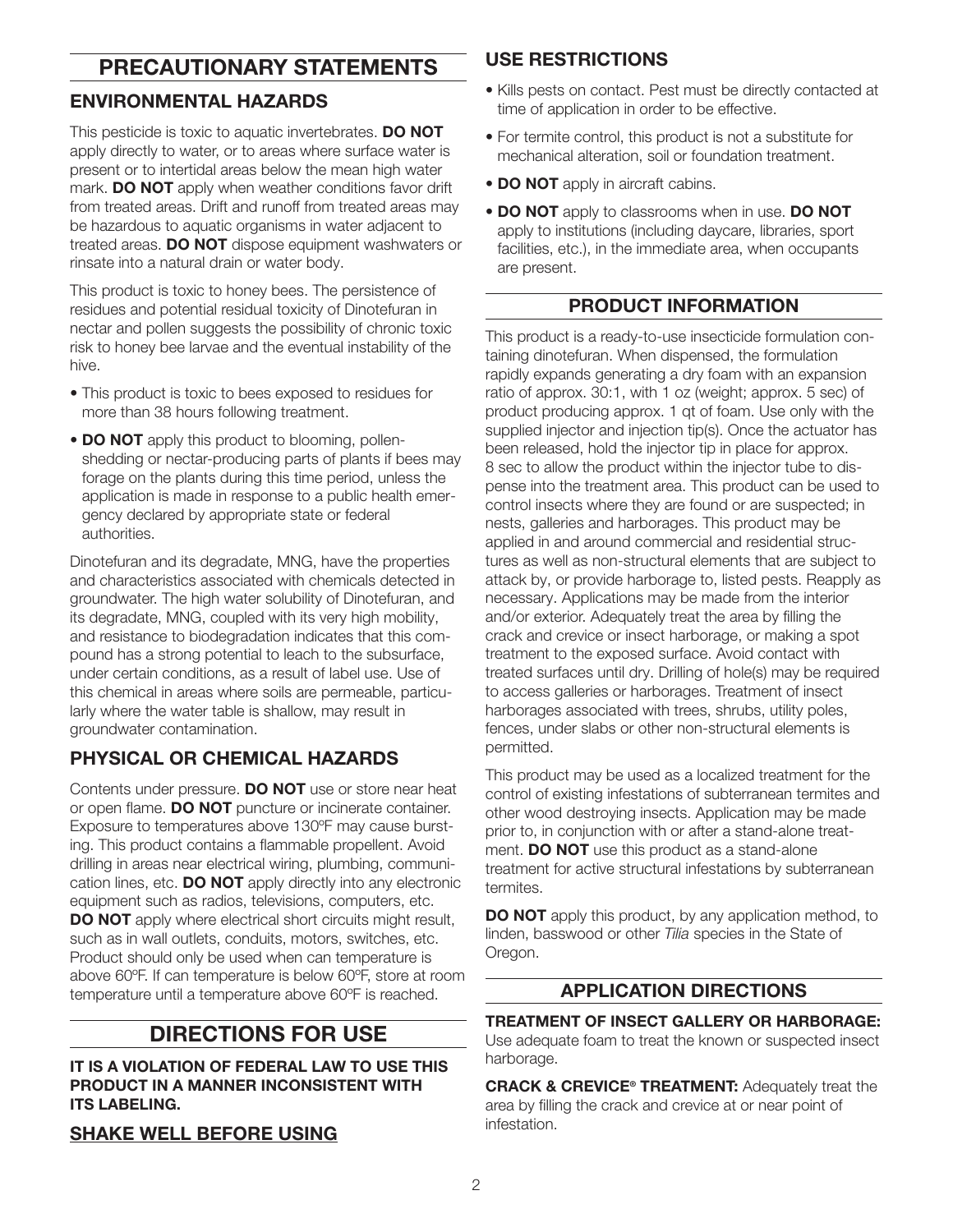# PRECAUTIONARY STATEMENTS

## ENVIRONMENTAL HAZARDS

This pesticide is toxic to aquatic invertebrates. **DO NOT** apply directly to water, or to areas where surface water is present or to intertidal areas below the mean high water mark. **DO NOT** apply when weather conditions favor drift from treated areas. Drift and runoff from treated areas may be hazardous to aquatic organisms in water adjacent to treated areas. **DO NOT** dispose equipment washwaters or rinsate into a natural drain or water body.

This product is toxic to honey bees. The persistence of residues and potential residual toxicity of Dinotefuran in nectar and pollen suggests the possibility of chronic toxic risk to honey bee larvae and the eventual instability of the hive.

- This product is toxic to bees exposed to residues for more than 38 hours following treatment.
- **DO NOT** apply this product to blooming, pollen-shedding or nectar-producing parts of plants if bees may forage on the plants during this time period, unless the application is made in response to a public health emergency declared by appropriate state or federal authorities.

Dinotefuran and its degradate, MNG, have the properties and characteristics associated with chemicals detected in groundwater. The high water solubility of Dinotefuran, and its degradate, MNG, coupled with its very high mobility, and resistance to biodegradation indicates that this compound has a strong potential to leach to the subsurface, under certain conditions, as a result of label use. Use of this chemical in areas where soils are permeable, particularly where the water table is shallow, may result in groundwater contamination.

## PHYSICAL OR CHEMICAL HAZARDS

Contents under pressure. **DO NOT** use or store near heat or open flame. **DO NOT** puncture or incinerate container. Exposure to temperatures above 130ºF may cause bursting. This product contains a flammable propellent. Avoid drilling in areas near electrical wiring, plumbing, communication lines, etc. **DO NOT** apply directly into any electronic equipment such as radios, televisions, computers, etc. **DO NOT** apply where electrical short circuits might result, such as in wall outlets, conduits, motors, switches, etc. Product should only be used when can temperature is above 60ºF. If can temperature is below 60ºF, store at room temperature until a temperature above 60ºF is reached.

# DIRECTIONS FOR USE

**IT IS A VIOLATION OF FEDERAL LAW TO USE THIS PRODUCT IN A MANNER INCONSISTENT WITH ITS LABELING.**

## SHAKE WELL BEFORE USING

## USE RESTRICTIONS

- Kills pests on contact. Pest must be directly contacted at time of application in order to be effective.
- For termite control, this product is not a substitute for mechanical alteration, soil or foundation treatment.
- **DO NOT** apply in aircraft cabins.
- **DO NOT** apply to classrooms when in use. **DO NOT** apply to institutions (including daycare, libraries, sport facilities, etc.), in the immediate area, when occupants are present.

## PRODUCT INFORMATION

This product is a ready-to-use insecticide formulation containing dinotefuran. When dispensed, the formulation rapidly expands generating a dry foam with an expansion ratio of approx. 30:1, with 1 oz (weight; approx. 5 sec) of product producing approx. 1 qt of foam. Use only with the supplied injector and injection tip(s). Once the actuator has been released, hold the injector tip in place for approx. 8 sec to allow the product within the injector tube to dispense into the treatment area. This product can be used to control insects where they are found or are suspected; in nests, galleries and harborages. This product may be applied in and around commercial and residential structures as well as non-structural elements that are subject to attack by, or provide harborage to, listed pests. Reapply as necessary. Applications may be made from the interior and/or exterior. Adequately treat the area by filling the crack and crevice or insect harborage, or making a spot treatment to the exposed surface. Avoid contact with treated surfaces until dry. Drilling of hole(s) may be required to access galleries or harborages. Treatment of insect harborages associated with trees, shrubs, utility poles, fences, under slabs or other non-structural elements is permitted.

This product may be used as a localized treatment for the control of existing infestations of subterranean termites and other wood destroying insects. Application may be made prior to, in conjunction with or after a stand-alone treatment. **DO NOT** use this product as a stand-alone treatment for active structural infestations by subterranean termites.

**DO NOT** apply this product, by any application method, to linden, basswood or other *Tilia* species in the State of Oregon.

## APPLICATION DIRECTIONS

**TREATMENT OF INSECT GALLERY OR HARBORAGE:** Use adequate foam to treat the known or suspected insect harborage.

**CRACK & CREVICE® TREATMENT:** Adequately treat the area by filling the crack and crevice at or near point of infestation.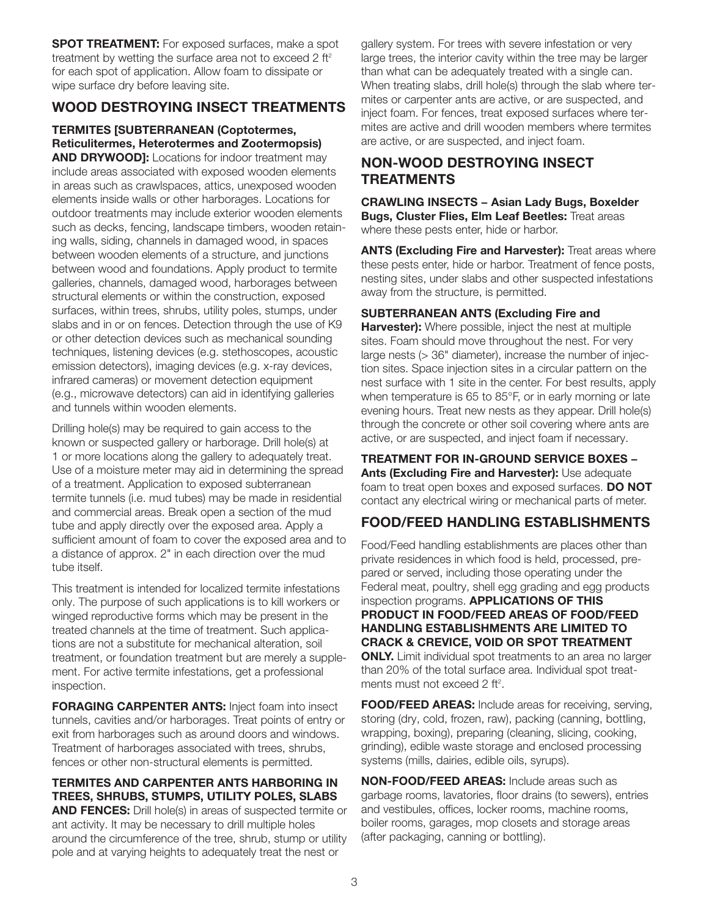**SPOT TREATMENT:** For exposed surfaces, make a spot treatment by wetting the surface area not to exceed 2 $ft^2$ for each spot of application. Allow foam to dissipate or wipe surface dry before leaving site.

## WOOD DESTROYING INSECT TREATMENTS

**TERMITES [SUBTERRANEAN (Coptotermes, Reticulitermes, Heterotermes and Zootermopsis) AND DRYWOOD]:** Locations for indoor treatment may include areas associated with exposed wooden elements in areas such as crawlspaces, attics, unexposed wooden elements inside walls or other harborages. Locations for outdoor treatments may include exterior wooden elements such as decks, fencing, landscape timbers, wooden retaining walls, siding, channels in damaged wood, in spaces between wooden elements of a structure, and junctions between wood and foundations. Apply product to termite galleries, channels, damaged wood, harborages between structural elements or within the construction, exposed surfaces, within trees, shrubs, utility poles, stumps, under slabs and in or on fences. Detection through the use of K9 or other detection devices such as mechanical sounding techniques, listening devices (e.g. stethoscopes, acoustic emission detectors), imaging devices (e.g. x-ray devices, infrared cameras) or movement detection equipment (e.g., microwave detectors) can aid in identifying galleries and tunnels within wooden elements.

Drilling hole(s) may be required to gain access to the known or suspected gallery or harborage. Drill hole(s) at 1 or more locations along the gallery to adequately treat. Use of a moisture meter may aid in determining the spread of a treatment. Application to exposed subterranean termite tunnels (i.e. mud tubes) may be made in residential and commercial areas. Break open a section of the mud tube and apply directly over the exposed area. Apply a sufficient amount of foam to cover the exposed area and to a distance of approx. 2" in each direction over the mud tube itself.

This treatment is intended for localized termite infestations only. The purpose of such applications is to kill workers or winged reproductive forms which may be present in the treated channels at the time of treatment. Such applications are not a substitute for mechanical alteration, soil treatment, or foundation treatment but are merely a supplement. For active termite infestations, get a professional inspection.

**FORAGING CARPENTER ANTS:** Inject foam into insect tunnels, cavities and/or harborages. Treat points of entry or exit from harborages such as around doors and windows. Treatment of harborages associated with trees, shrubs, fences or other non-structural elements is permitted.

**TERMITES AND CARPENTER ANTS HARBORING IN TREES, SHRUBS, STUMPS, UTILITY POLES, SLABS AND FENCES:** Drill hole(s) in areas of suspected termite or ant activity. It may be necessary to drill multiple holes around the circumference of the tree, shrub, stump or utility pole and at varying heights to adequately treat the nest or gallery system. For trees with severe infestation or very large trees, the interior cavity within the tree may be larger than what can be adequately treated with a single can. When treating slabs, drill hole(s) through the slab where termites or carpenter ants are active, or are suspected, and inject foam. For fences, treat exposed surfaces where termites are active and drill wooden members where termites are active, or are suspected, and inject foam.

## NON-WOOD DESTROYING INSECT TREATMENTS

**CRAWLING INSECTS – Asian Lady Bugs, Boxelder Bugs, Cluster Flies, Elm Leaf Beetles:** Treat areas where these pests enter, hide or harbor.

**ANTS (Excluding Fire and Harvester):** Treat areas where these pests enter, hide or harbor. Treatment of fence posts, nesting sites, under slabs and other suspected infestations away from the structure, is permitted.

**SUBTERRANEAN ANTS (Excluding Fire and Harvester):** Where possible, inject the nest at multiple sites. Foam should move throughout the nest. For very large nests (> 36" diameter), increase the number of injection sites. Space injection sites in a circular pattern on the nest surface with 1 site in the center. For best results, apply when temperature is 65 to 85°F, or in early morning or late evening hours. Treat new nests as they appear. Drill hole(s) through the concrete or other soil covering where ants are active, or are suspected, and inject foam if necessary.

**TREATMENT FOR IN-GROUND SERVICE BOXES – Ants (Excluding Fire and Harvester):** Use adequate foam to treat open boxes and exposed surfaces. **DO NOT** contact any electrical wiring or mechanical parts of meter.

## FOOD/FEED HANDLING ESTABLISHMENTS

Food/Feed handling establishments are places other than private residences in which food is held, processed, prepared or served, including those operating under the Federal meat, poultry, shell egg grading and egg products inspection programs. **APPLICATIONS OF THIS PRODUCT IN FOOD/FEED AREAS OF FOOD/FEED HANDLING ESTABLISHMENTS ARE LIMITED TO CRACK & CREVICE, VOID OR SPOT TREATMENT ONLY.** Limit individual spot treatments to an area no larger than 20% of the total surface area. Individual spot treatments must not exceed 2 $ft^2$.

**FOOD/FEED AREAS:** Include areas for receiving, serving, storing (dry, cold, frozen, raw), packing (canning, bottling, wrapping, boxing), preparing (cleaning, slicing, cooking, grinding), edible waste storage and enclosed processing systems (mills, dairies, edible oils, syrups).

**NON-FOOD/FEED AREAS:** Include areas such as garbage rooms, lavatories, floor drains (to sewers), entries and vestibules, offices, locker rooms, machine rooms, boiler rooms, garages, mop closets and storage areas (after packaging, canning or bottling).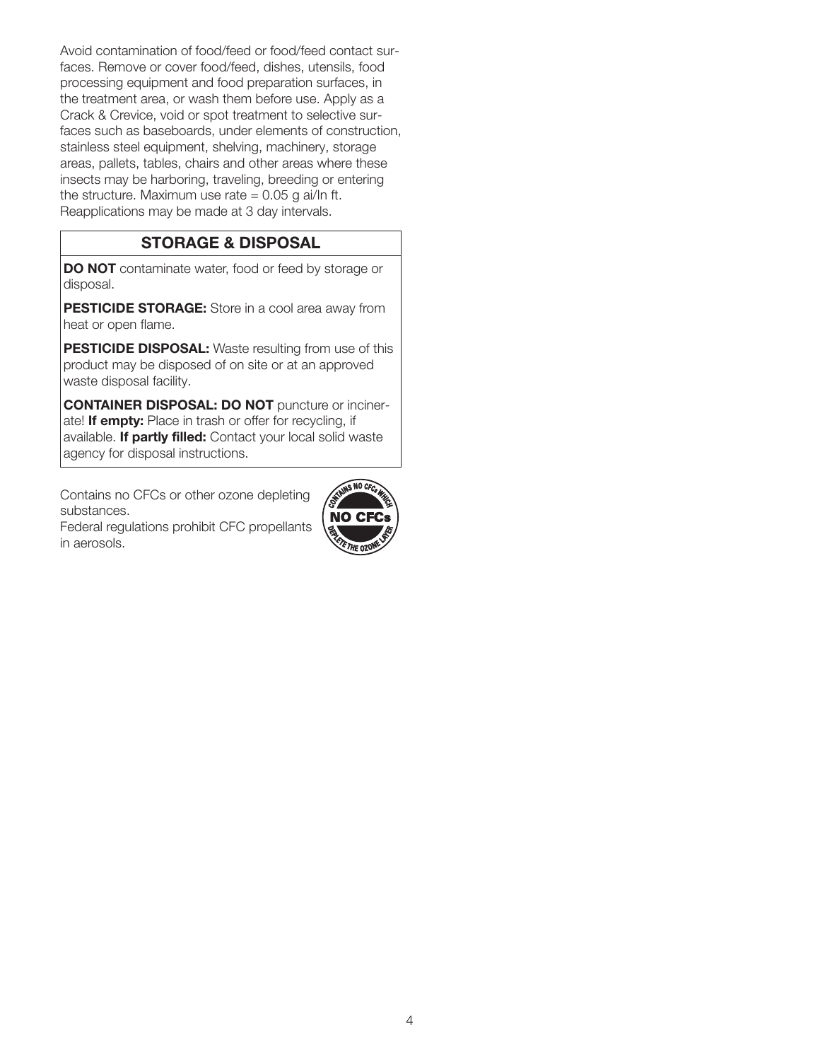Avoid contamination of food/feed or food/feed contact surfaces. Remove or cover food/feed, dishes, utensils, food processing equipment and food preparation surfaces, in the treatment area, or wash them before use. Apply as a Crack & Crevice, void or spot treatment to selective surfaces such as baseboards, under elements of construction, stainless steel equipment, shelving, machinery, storage areas, pallets, tables, chairs and other areas where these insects may be harboring, traveling, breeding or entering the structure. Maximum use rate = 0.05 g ai/ln ft. Reapplications may be made at 3 day intervals.

## STORAGE & DISPOSAL

**DO NOT** contaminate water, food or feed by storage or disposal.

**PESTICIDE STORAGE:** Store in a cool area away from heat or open flame.

**PESTICIDE DISPOSAL:** Waste resulting from use of this product may be disposed of on site or at an approved waste disposal facility.

**CONTAINER DISPOSAL: DO NOT** puncture or incinerate! **If empty:** Place in trash or offer for recycling, if available. **If partly filled:** Contact your local solid waste agency for disposal instructions.

Contains no CFCs or other ozone depleting substances.
Federal regulations prohibit CFC propellants in aerosols.

CONTAINS NO CFCs WHICH DEPLETE THE OZONE LAYER — NO CFCs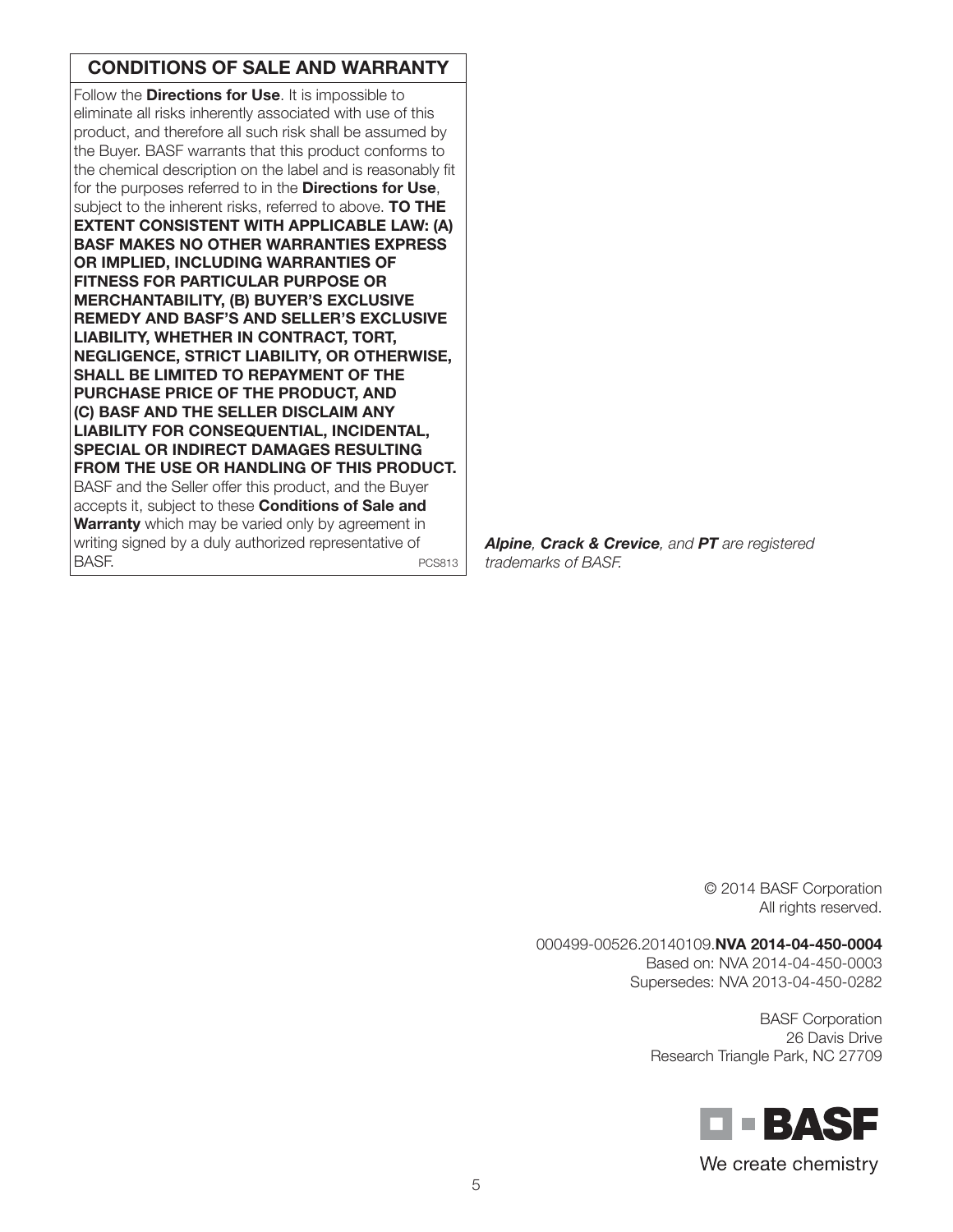## CONDITIONS OF SALE AND WARRANTY

Follow the **Directions for Use**. It is impossible to eliminate all risks inherently associated with use of this product, and therefore all such risk shall be assumed by the Buyer. BASF warrants that this product conforms to the chemical description on the label and is reasonably fit for the purposes referred to in the **Directions for Use**, subject to the inherent risks, referred to above. **TO THE EXTENT CONSISTENT WITH APPLICABLE LAW: (A) BASF MAKES NO OTHER WARRANTIES EXPRESS OR IMPLIED, INCLUDING WARRANTIES OF FITNESS FOR PARTICULAR PURPOSE OR MERCHANTABILITY, (B) BUYER'S EXCLUSIVE REMEDY AND BASF'S AND SELLER'S EXCLUSIVE LIABILITY, WHETHER IN CONTRACT, TORT, NEGLIGENCE, STRICT LIABILITY, OR OTHERWISE, SHALL BE LIMITED TO REPAYMENT OF THE PURCHASE PRICE OF THE PRODUCT, AND (C) BASF AND THE SELLER DISCLAIM ANY LIABILITY FOR CONSEQUENTIAL, INCIDENTAL, SPECIAL OR INDIRECT DAMAGES RESULTING FROM THE USE OR HANDLING OF THIS PRODUCT.** BASF and the Seller offer this product, and the Buyer accepts it, subject to these **Conditions of Sale and Warranty** which may be varied only by agreement in writing signed by a duly authorized representative of BASF. PCS813

***Alpine***, ***Crack & Crevice***, and ***PT*** *are registered trademarks of BASF.*

© 2014 BASF Corporation
All rights reserved.

000499-00526.20140109.**NVA 2014-04-450-0004**
Based on: NVA 2014-04-450-0003
Supersedes: NVA 2013-04-450-0282

BASF Corporation
26 Davis Drive
Research Triangle Park, NC 27709

BASF
We create chemistry